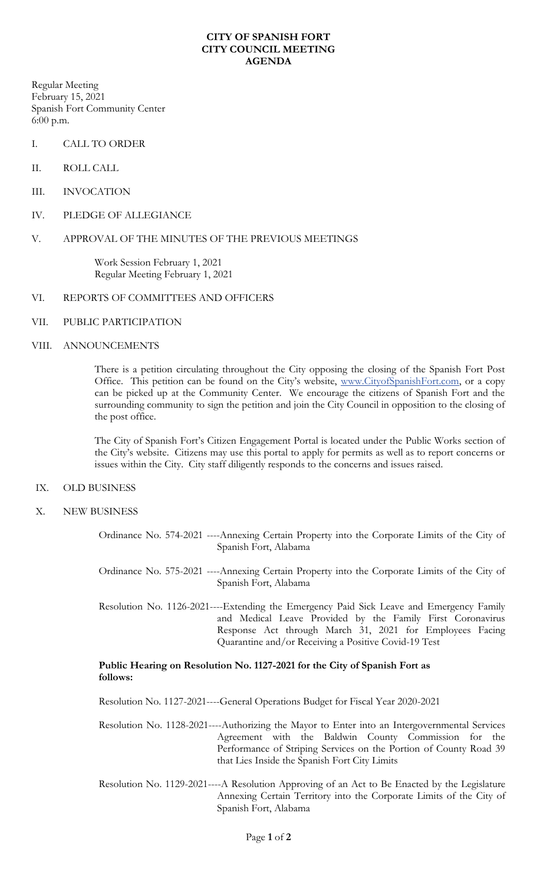# CITY OF SPANISH FORT
# CITY COUNCIL MEETING
# AGENDA

Regular Meeting
February 15, 2021
Spanish Fort Community Center
6:00 p.m.

I. CALL TO ORDER

II. ROLL CALL

III. INVOCATION

IV. PLEDGE OF ALLEGIANCE

V. APPROVAL OF THE MINUTES OF THE PREVIOUS MEETINGS

Work Session February 1, 2021
Regular Meeting February 1, 2021

VI. REPORTS OF COMMITTEES AND OFFICERS

VII. PUBLIC PARTICIPATION

VIII. ANNOUNCEMENTS

There is a petition circulating throughout the City opposing the closing of the Spanish Fort Post Office. This petition can be found on the City's website, www.CityofSpanishFort.com, or a copy can be picked up at the Community Center. We encourage the citizens of Spanish Fort and the surrounding community to sign the petition and join the City Council in opposition to the closing of the post office.

The City of Spanish Fort's Citizen Engagement Portal is located under the Public Works section of the City's website. Citizens may use this portal to apply for permits as well as to report concerns or issues within the City. City staff diligently responds to the concerns and issues raised.

IX. OLD BUSINESS

X. NEW BUSINESS

Ordinance No. 574-2021 ----Annexing Certain Property into the Corporate Limits of the City of Spanish Fort, Alabama

Ordinance No. 575-2021 ----Annexing Certain Property into the Corporate Limits of the City of Spanish Fort, Alabama

Resolution No. 1126-2021----Extending the Emergency Paid Sick Leave and Emergency Family and Medical Leave Provided by the Family First Coronavirus Response Act through March 31, 2021 for Employees Facing Quarantine and/or Receiving a Positive Covid-19 Test

**Public Hearing on Resolution No. 1127-2021 for the City of Spanish Fort as follows:**

Resolution No. 1127-2021----General Operations Budget for Fiscal Year 2020-2021

Resolution No. 1128-2021----Authorizing the Mayor to Enter into an Intergovernmental Services Agreement with the Baldwin County Commission for the Performance of Striping Services on the Portion of County Road 39 that Lies Inside the Spanish Fort City Limits

Resolution No. 1129-2021----A Resolution Approving of an Act to Be Enacted by the Legislature Annexing Certain Territory into the Corporate Limits of the City of Spanish Fort, Alabama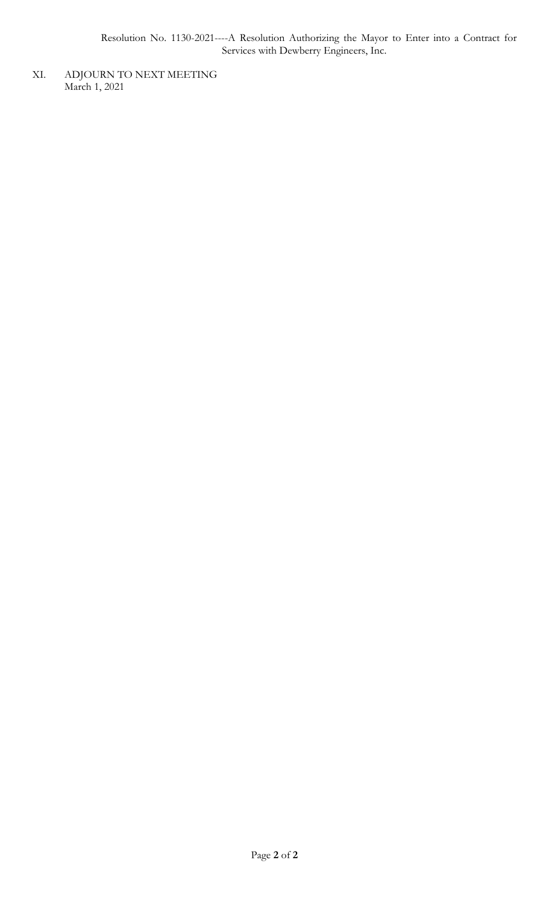Resolution No. 1130-2021----A Resolution Authorizing the Mayor to Enter into a Contract for Services with Dewberry Engineers, Inc.

XI. ADJOURN TO NEXT MEETING
March 1, 2021